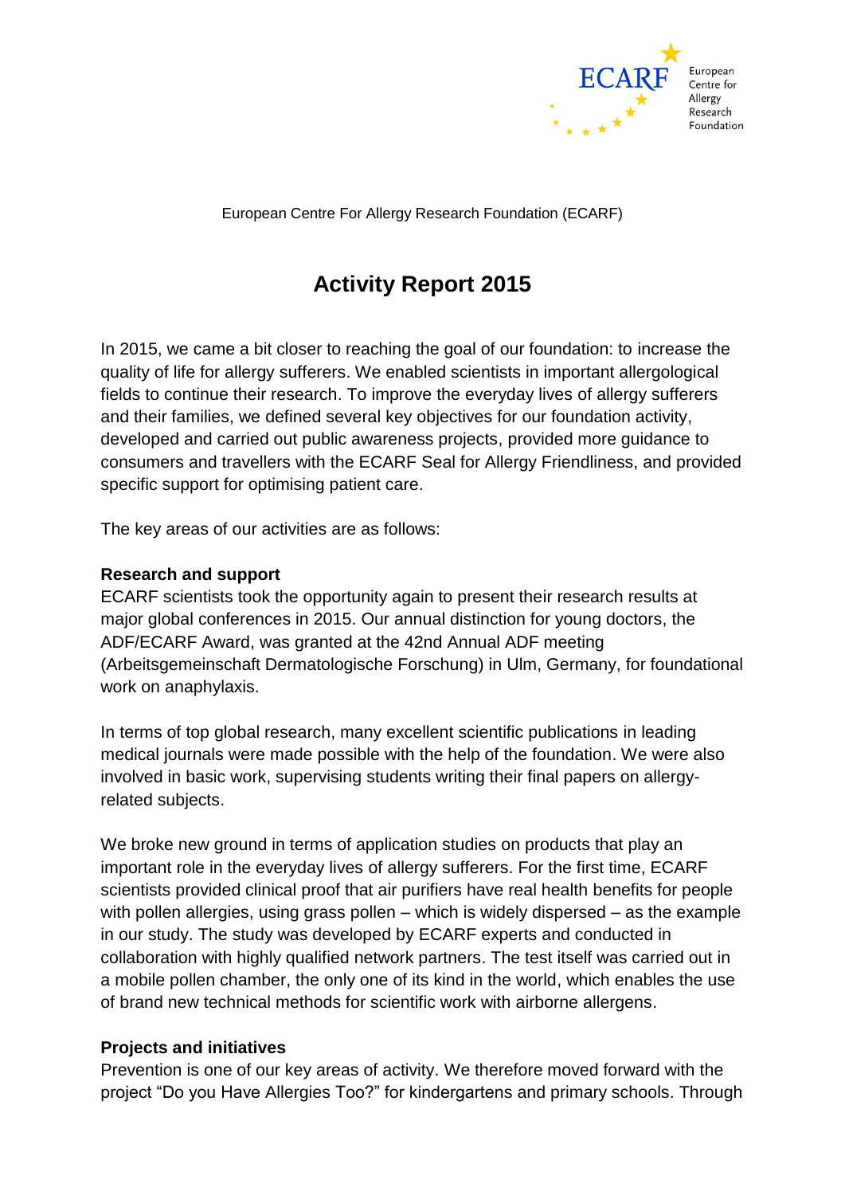European Centre For Allergy Research Foundation (ECARF)

# Activity Report 2015

In 2015, we came a bit closer to reaching the goal of our foundation: to increase the quality of life for allergy sufferers. We enabled scientists in important allergological fields to continue their research. To improve the everyday lives of allergy sufferers and their families, we defined several key objectives for our foundation activity, developed and carried out public awareness projects, provided more guidance to consumers and travellers with the ECARF Seal for Allergy Friendliness, and provided specific support for optimising patient care.

The key areas of our activities are as follows:

**Research and support**

ECARF scientists took the opportunity again to present their research results at major global conferences in 2015. Our annual distinction for young doctors, the ADF/ECARF Award, was granted at the 42nd Annual ADF meeting (Arbeitsgemeinschaft Dermatologische Forschung) in Ulm, Germany, for foundational work on anaphylaxis.

In terms of top global research, many excellent scientific publications in leading medical journals were made possible with the help of the foundation. We were also involved in basic work, supervising students writing their final papers on allergy-related subjects.

We broke new ground in terms of application studies on products that play an important role in the everyday lives of allergy sufferers. For the first time, ECARF scientists provided clinical proof that air purifiers have real health benefits for people with pollen allergies, using grass pollen – which is widely dispersed – as the example in our study. The study was developed by ECARF experts and conducted in collaboration with highly qualified network partners. The test itself was carried out in a mobile pollen chamber, the only one of its kind in the world, which enables the use of brand new technical methods for scientific work with airborne allergens.

**Projects and initiatives**

Prevention is one of our key areas of activity. We therefore moved forward with the project "Do you Have Allergies Too?" for kindergartens and primary schools. Through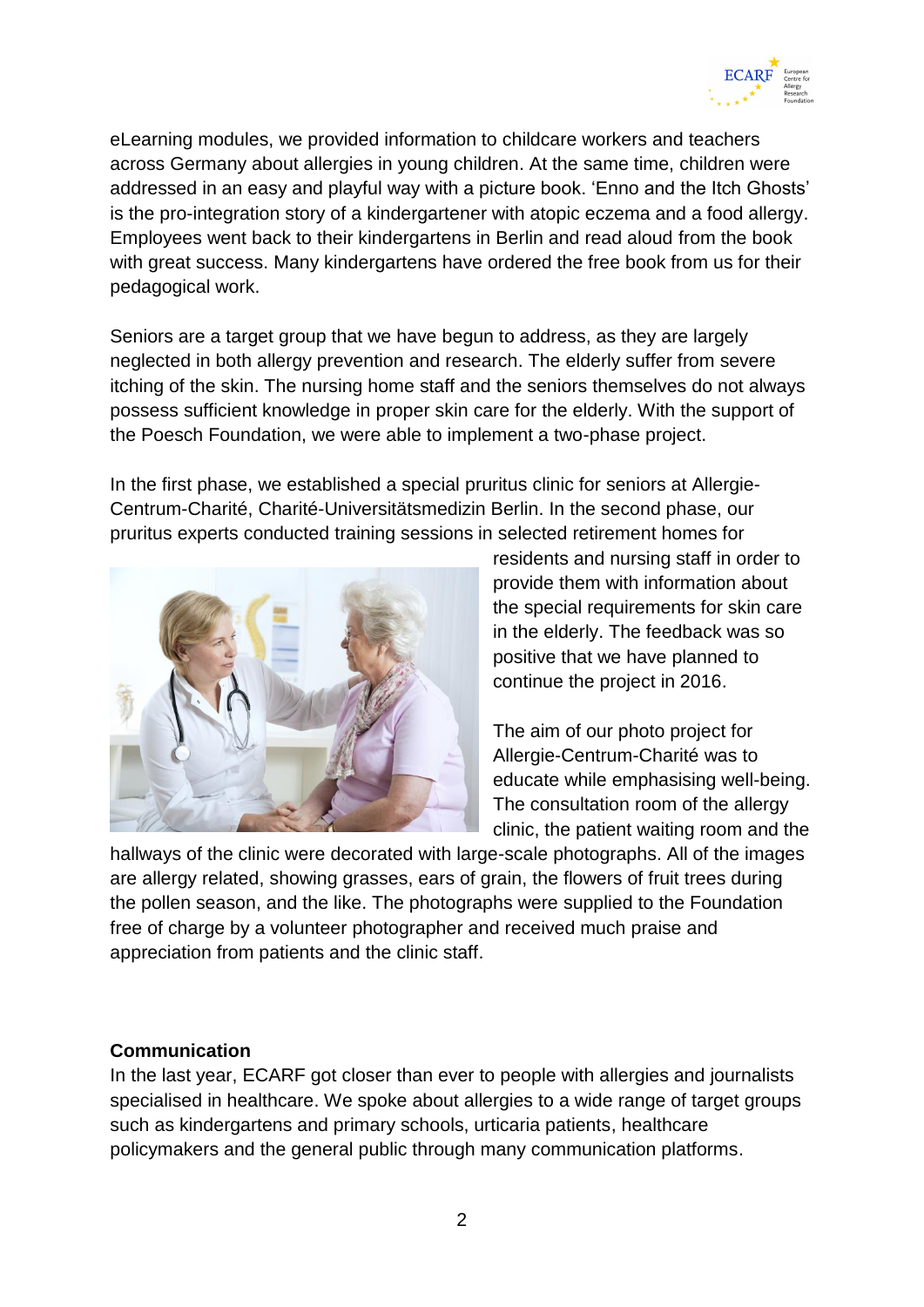eLearning modules, we provided information to childcare workers and teachers across Germany about allergies in young children. At the same time, children were addressed in an easy and playful way with a picture book. 'Enno and the Itch Ghosts' is the pro-integration story of a kindergartener with atopic eczema and a food allergy. Employees went back to their kindergartens in Berlin and read aloud from the book with great success. Many kindergartens have ordered the free book from us for their pedagogical work.

Seniors are a target group that we have begun to address, as they are largely neglected in both allergy prevention and research. The elderly suffer from severe itching of the skin. The nursing home staff and the seniors themselves do not always possess sufficient knowledge in proper skin care for the elderly. With the support of the Poesch Foundation, we were able to implement a two-phase project.

In the first phase, we established a special pruritus clinic for seniors at Allergie-Centrum-Charité, Charité-Universitätsmedizin Berlin. In the second phase, our pruritus experts conducted training sessions in selected retirement homes for residents and nursing staff in order to provide them with information about the special requirements for skin care in the elderly. The feedback was so positive that we have planned to continue the project in 2016.

The aim of our photo project for Allergie-Centrum-Charité was to educate while emphasising well-being. The consultation room of the allergy clinic, the patient waiting room and the hallways of the clinic were decorated with large-scale photographs. All of the images are allergy related, showing grasses, ears of grain, the flowers of fruit trees during the pollen season, and the like. The photographs were supplied to the Foundation free of charge by a volunteer photographer and received much praise and appreciation from patients and the clinic staff.

**Communication**

In the last year, ECARF got closer than ever to people with allergies and journalists specialised in healthcare. We spoke about allergies to a wide range of target groups such as kindergartens and primary schools, urticaria patients, healthcare policymakers and the general public through many communication platforms.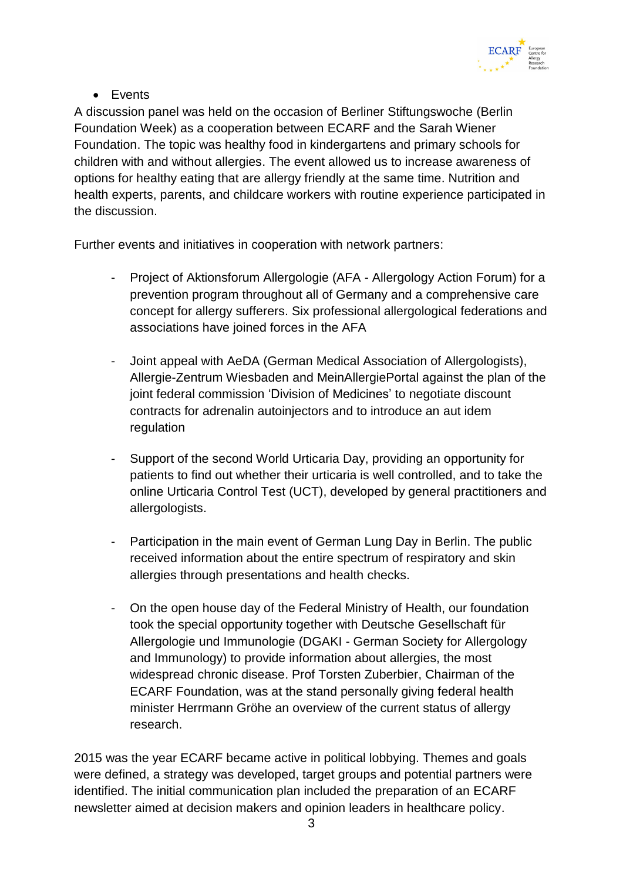- Events

A discussion panel was held on the occasion of Berliner Stiftungswoche (Berlin Foundation Week) as a cooperation between ECARF and the Sarah Wiener Foundation. The topic was healthy food in kindergartens and primary schools for children with and without allergies. The event allowed us to increase awareness of options for healthy eating that are allergy friendly at the same time. Nutrition and health experts, parents, and childcare workers with routine experience participated in the discussion.

Further events and initiatives in cooperation with network partners:

- Project of Aktionsforum Allergologie (AFA - Allergology Action Forum) for a prevention program throughout all of Germany and a comprehensive care concept for allergy sufferers. Six professional allergological federations and associations have joined forces in the AFA

- Joint appeal with AeDA (German Medical Association of Allergologists), Allergie-Zentrum Wiesbaden and MeinAllergiePortal against the plan of the joint federal commission 'Division of Medicines' to negotiate discount contracts for adrenalin autoinjectors and to introduce an aut idem regulation

- Support of the second World Urticaria Day, providing an opportunity for patients to find out whether their urticaria is well controlled, and to take the online Urticaria Control Test (UCT), developed by general practitioners and allergologists.

- Participation in the main event of German Lung Day in Berlin. The public received information about the entire spectrum of respiratory and skin allergies through presentations and health checks.

- On the open house day of the Federal Ministry of Health, our foundation took the special opportunity together with Deutsche Gesellschaft für Allergologie und Immunologie (DGAKI - German Society for Allergology and Immunology) to provide information about allergies, the most widespread chronic disease. Prof Torsten Zuberbier, Chairman of the ECARF Foundation, was at the stand personally giving federal health minister Herrmann Gröhe an overview of the current status of allergy research.

2015 was the year ECARF became active in political lobbying. Themes and goals were defined, a strategy was developed, target groups and potential partners were identified. The initial communication plan included the preparation of an ECARF newsletter aimed at decision makers and opinion leaders in healthcare policy.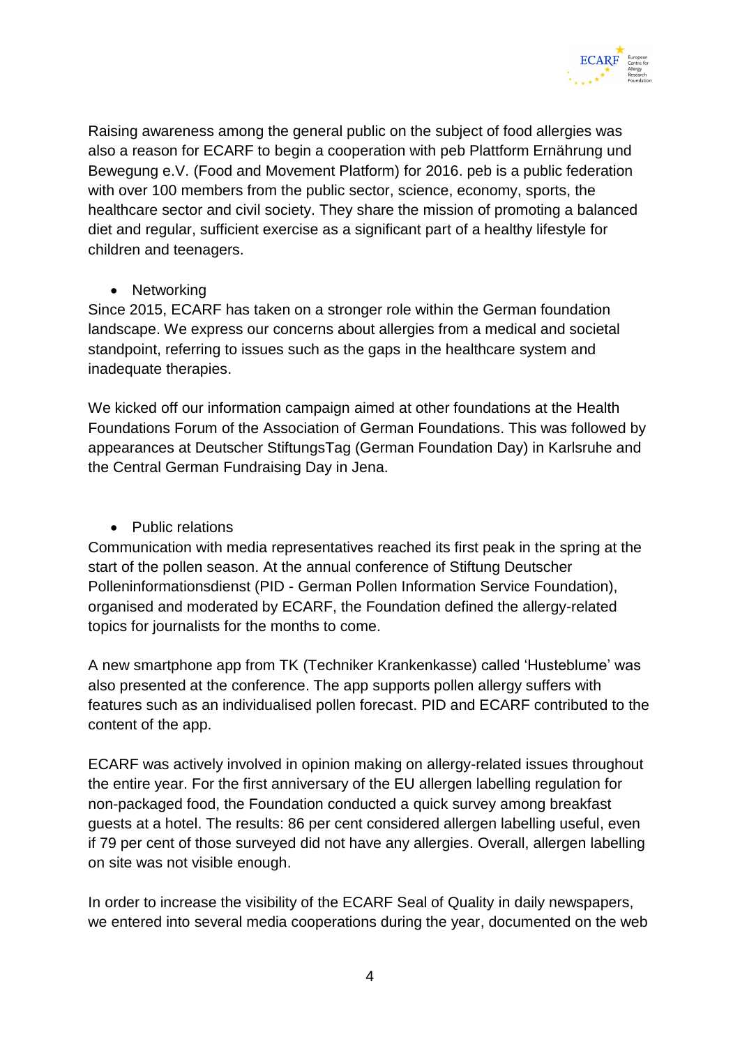Raising awareness among the general public on the subject of food allergies was also a reason for ECARF to begin a cooperation with peb Plattform Ernährung und Bewegung e.V. (Food and Movement Platform) for 2016. peb is a public federation with over 100 members from the public sector, science, economy, sports, the healthcare sector and civil society. They share the mission of promoting a balanced diet and regular, sufficient exercise as a significant part of a healthy lifestyle for children and teenagers.

- Networking

Since 2015, ECARF has taken on a stronger role within the German foundation landscape. We express our concerns about allergies from a medical and societal standpoint, referring to issues such as the gaps in the healthcare system and inadequate therapies.

We kicked off our information campaign aimed at other foundations at the Health Foundations Forum of the Association of German Foundations. This was followed by appearances at Deutscher StiftungsTag (German Foundation Day) in Karlsruhe and the Central German Fundraising Day in Jena.

- Public relations

Communication with media representatives reached its first peak in the spring at the start of the pollen season. At the annual conference of Stiftung Deutscher Polleninformationsdienst (PID - German Pollen Information Service Foundation), organised and moderated by ECARF, the Foundation defined the allergy-related topics for journalists for the months to come.

A new smartphone app from TK (Techniker Krankenkasse) called 'Husteblume' was also presented at the conference. The app supports pollen allergy suffers with features such as an individualised pollen forecast. PID and ECARF contributed to the content of the app.

ECARF was actively involved in opinion making on allergy-related issues throughout the entire year. For the first anniversary of the EU allergen labelling regulation for non-packaged food, the Foundation conducted a quick survey among breakfast guests at a hotel. The results: 86 per cent considered allergen labelling useful, even if 79 per cent of those surveyed did not have any allergies. Overall, allergen labelling on site was not visible enough.

In order to increase the visibility of the ECARF Seal of Quality in daily newspapers, we entered into several media cooperations during the year, documented on the web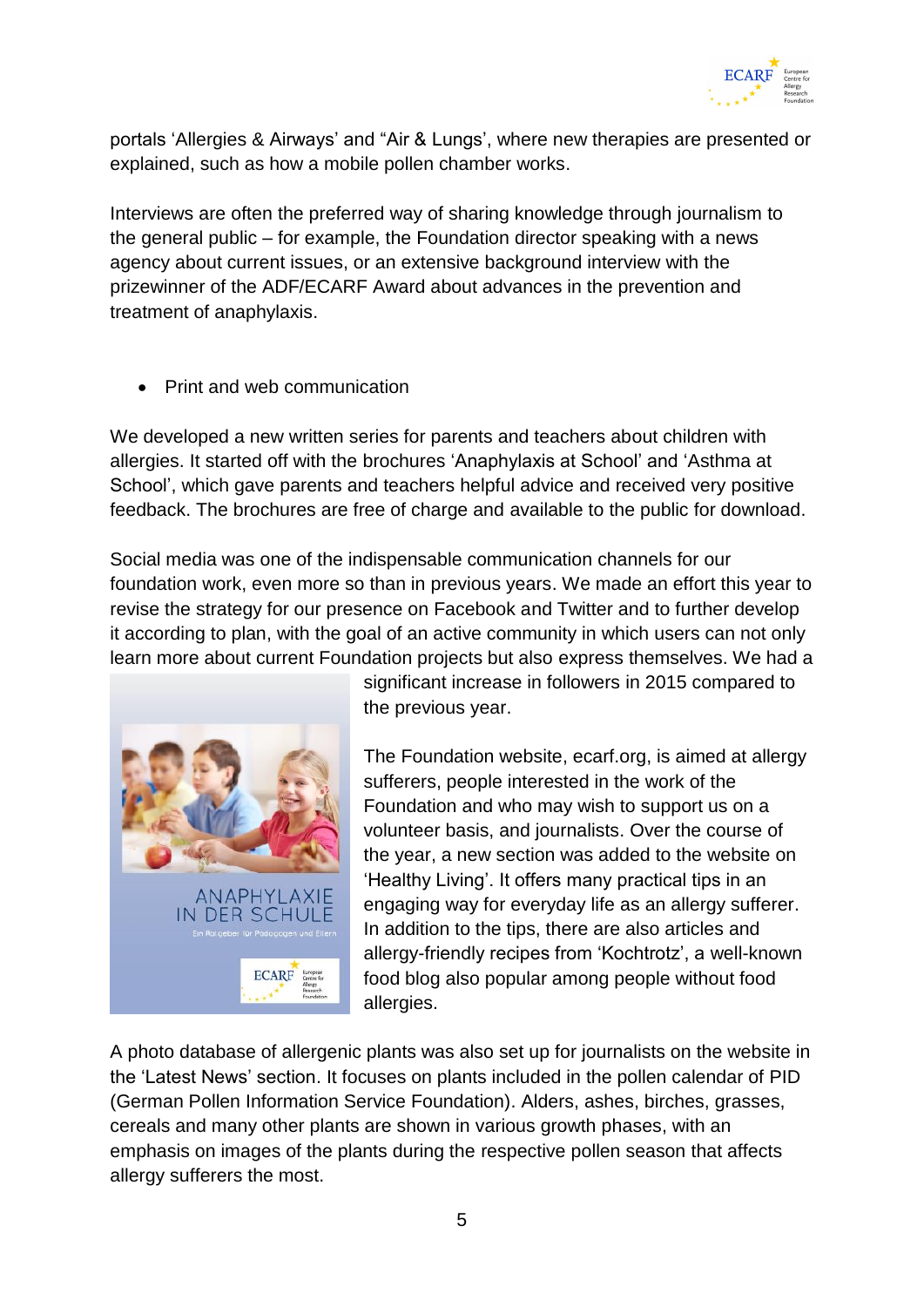portals 'Allergies & Airways' and "Air & Lungs', where new therapies are presented or explained, such as how a mobile pollen chamber works.

Interviews are often the preferred way of sharing knowledge through journalism to the general public – for example, the Foundation director speaking with a news agency about current issues, or an extensive background interview with the prizewinner of the ADF/ECARF Award about advances in the prevention and treatment of anaphylaxis.

- Print and web communication

We developed a new written series for parents and teachers about children with allergies. It started off with the brochures 'Anaphylaxis at School' and 'Asthma at School', which gave parents and teachers helpful advice and received very positive feedback. The brochures are free of charge and available to the public for download.

Social media was one of the indispensable communication channels for our foundation work, even more so than in previous years. We made an effort this year to revise the strategy for our presence on Facebook and Twitter and to further develop it according to plan, with the goal of an active community in which users can not only learn more about current Foundation projects but also express themselves. We had a significant increase in followers in 2015 compared to the previous year.

The Foundation website, ecarf.org, is aimed at allergy sufferers, people interested in the work of the Foundation and who may wish to support us on a volunteer basis, and journalists. Over the course of the year, a new section was added to the website on 'Healthy Living'. It offers many practical tips in an engaging way for everyday life as an allergy sufferer. In addition to the tips, there are also articles and allergy-friendly recipes from 'Kochtrotz', a well-known food blog also popular among people without food allergies.

A photo database of allergenic plants was also set up for journalists on the website in the 'Latest News' section. It focuses on plants included in the pollen calendar of PID (German Pollen Information Service Foundation). Alders, ashes, birches, grasses, cereals and many other plants are shown in various growth phases, with an emphasis on images of the plants during the respective pollen season that affects allergy sufferers the most.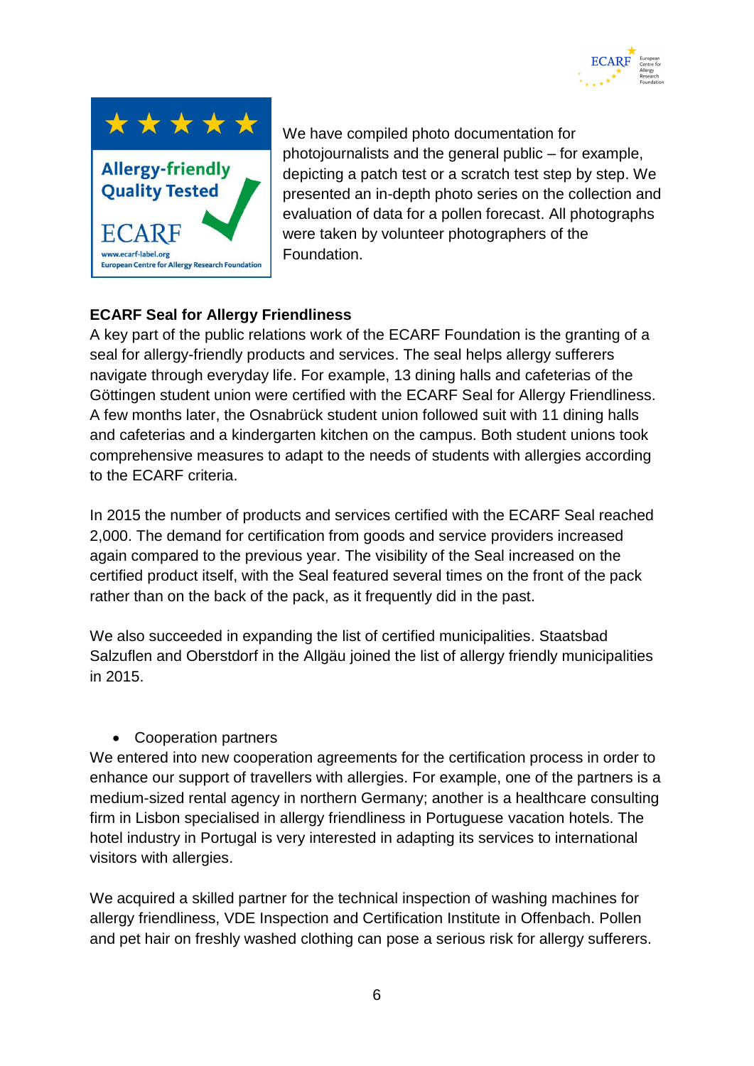We have compiled photo documentation for photojournalists and the general public – for example, depicting a patch test or a scratch test step by step. We presented an in-depth photo series on the collection and evaluation of data for a pollen forecast. All photographs were taken by volunteer photographers of the Foundation.

**ECARF Seal for Allergy Friendliness**

A key part of the public relations work of the ECARF Foundation is the granting of a seal for allergy-friendly products and services. The seal helps allergy sufferers navigate through everyday life. For example, 13 dining halls and cafeterias of the Göttingen student union were certified with the ECARF Seal for Allergy Friendliness. A few months later, the Osnabrück student union followed suit with 11 dining halls and cafeterias and a kindergarten kitchen on the campus. Both student unions took comprehensive measures to adapt to the needs of students with allergies according to the ECARF criteria.

In 2015 the number of products and services certified with the ECARF Seal reached 2,000. The demand for certification from goods and service providers increased again compared to the previous year. The visibility of the Seal increased on the certified product itself, with the Seal featured several times on the front of the pack rather than on the back of the pack, as it frequently did in the past.

We also succeeded in expanding the list of certified municipalities. Staatsbad Salzuflen and Oberstdorf in the Allgäu joined the list of allergy friendly municipalities in 2015.

- Cooperation partners

We entered into new cooperation agreements for the certification process in order to enhance our support of travellers with allergies. For example, one of the partners is a medium-sized rental agency in northern Germany; another is a healthcare consulting firm in Lisbon specialised in allergy friendliness in Portuguese vacation hotels. The hotel industry in Portugal is very interested in adapting its services to international visitors with allergies.

We acquired a skilled partner for the technical inspection of washing machines for allergy friendliness, VDE Inspection and Certification Institute in Offenbach. Pollen and pet hair on freshly washed clothing can pose a serious risk for allergy sufferers.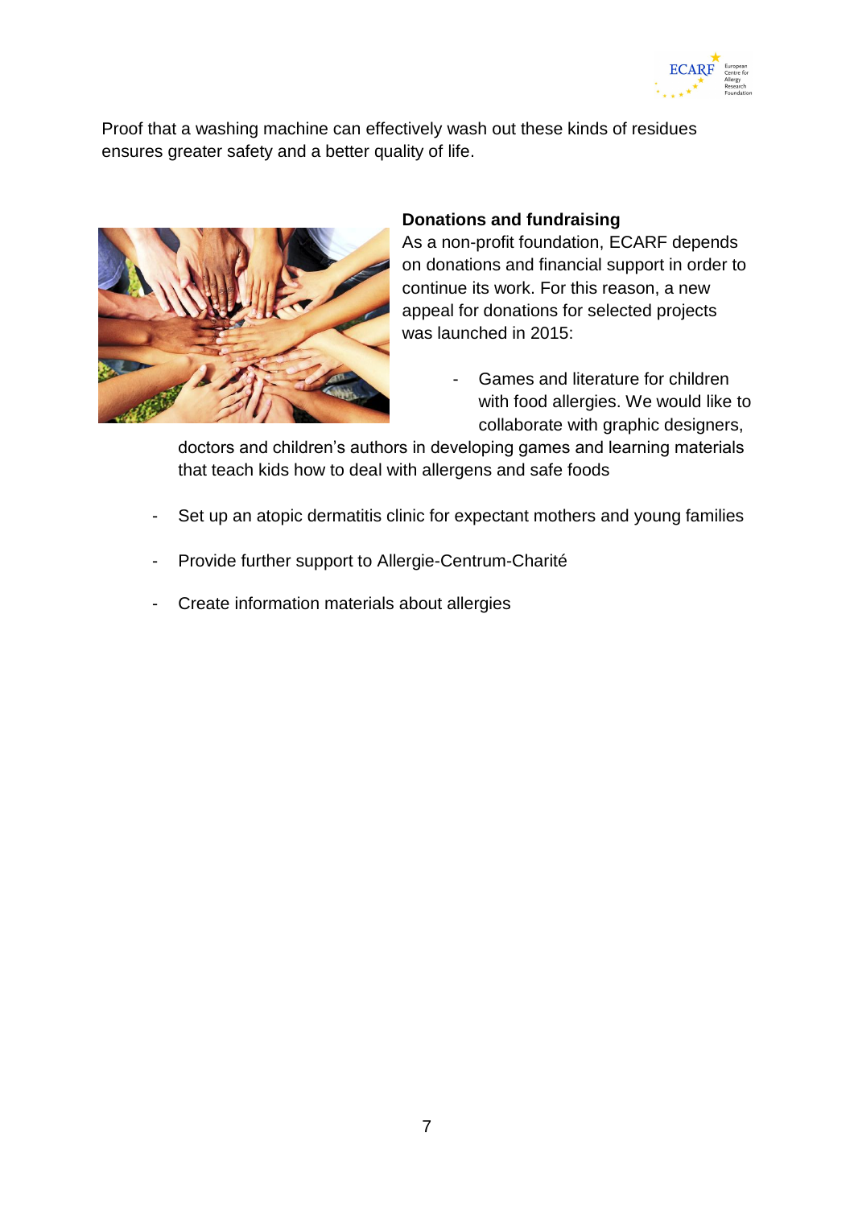Proof that a washing machine can effectively wash out these kinds of residues ensures greater safety and a better quality of life.

## Donations and fundraising

As a non-profit foundation, ECARF depends on donations and financial support in order to continue its work. For this reason, a new appeal for donations for selected projects was launched in 2015:

- Games and literature for children with food allergies. We would like to collaborate with graphic designers, doctors and children's authors in developing games and learning materials that teach kids how to deal with allergens and safe foods
- Set up an atopic dermatitis clinic for expectant mothers and young families
- Provide further support to Allergie-Centrum-Charité
- Create information materials about allergies